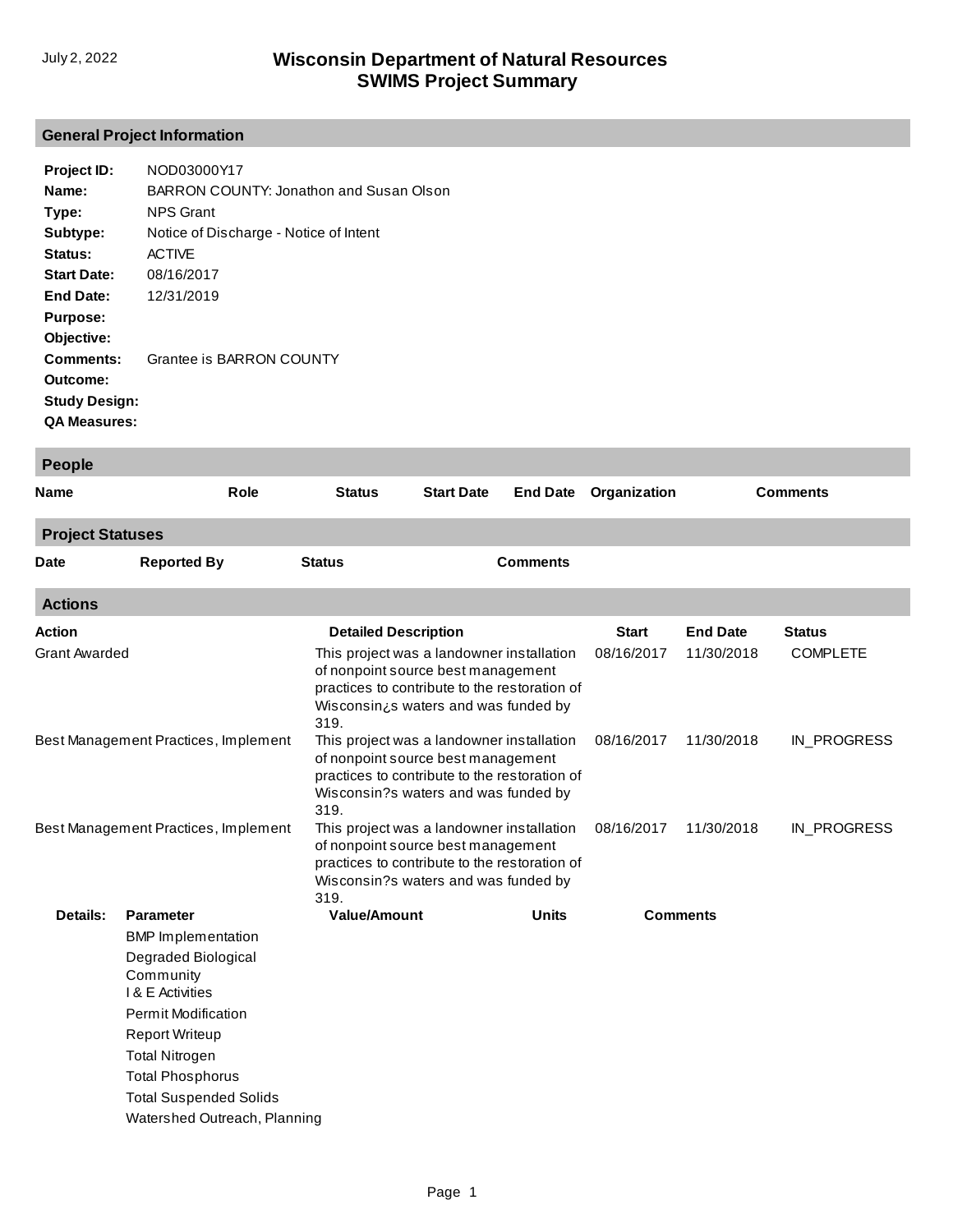# Wisconsin Department of Natural Resources
# SWIMS Project Summary

July 2, 2022

## General Project Information

**Project ID:** NOD03000Y17
**Name:** BARRON COUNTY: Jonathon and Susan Olson
**Type:** NPS Grant
**Subtype:** Notice of Discharge - Notice of Intent
**Status:** ACTIVE
**Start Date:** 08/16/2017
**End Date:** 12/31/2019
**Purpose:**
**Objective:**
**Comments:** Grantee is BARRON COUNTY
**Outcome:**
**Study Design:**
**QA Measures:**

## People

| Name | Role | Status | Start Date | End Date | Organization | Comments |
|---|---|---|---|---|---|---|

## Project Statuses

| Date | Reported By | Status | Comments |
|---|---|---|---|

## Actions

| Action | Detailed Description | Start | End Date | Status |
|---|---|---|---|---|
| Grant Awarded | This project was a landowner installation of nonpoint source best management practices to contribute to the restoration of Wisconsin¿s waters and was funded by 319. | 08/16/2017 | 11/30/2018 | COMPLETE |
| Best Management Practices, Implement | This project was a landowner installation of nonpoint source best management practices to contribute to the restoration of Wisconsin?s waters and was funded by 319. | 08/16/2017 | 11/30/2018 | IN_PROGRESS |
| Best Management Practices, Implement | This project was a landowner installation of nonpoint source best management practices to contribute to the restoration of Wisconsin?s waters and was funded by 319. | 08/16/2017 | 11/30/2018 | IN_PROGRESS |

**Details:**

| Parameter | Value/Amount | Units | Comments |
|---|---|---|---|
| BMP Implementation | | | |
| Degraded Biological Community | | | |
| I & E Activities | | | |
| Permit Modification | | | |
| Report Writeup | | | |
| Total Nitrogen | | | |
| Total Phosphorus | | | |
| Total Suspended Solids | | | |
| Watershed Outreach, Planning | | | |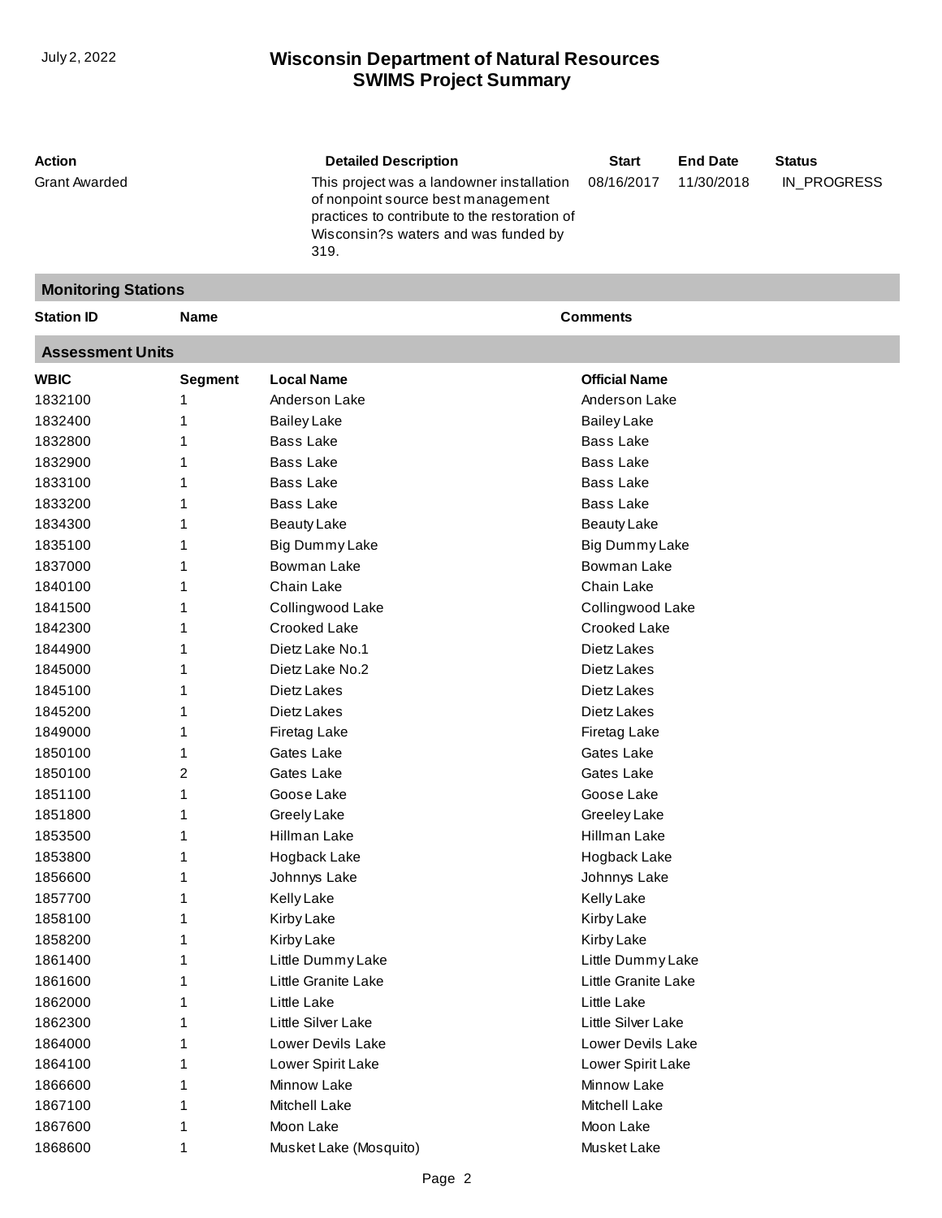# Wisconsin Department of Natural Resources
## SWIMS Project Summary

July 2, 2022

| Action | Detailed Description | Start | End Date | Status |
|---|---|---|---|---|
| Grant Awarded | This project was a landowner installation of nonpoint source best management practices to contribute to the restoration of Wisconsin?s waters and was funded by 319. | 08/16/2017 | 11/30/2018 | IN_PROGRESS |

### Monitoring Stations

| Station ID | Name | Comments |
|---|---|---|

### Assessment Units

| WBIC | Segment | Local Name | Official Name |
|---|---|---|---|
| 1832100 | 1 | Anderson Lake | Anderson Lake |
| 1832400 | 1 | Bailey Lake | Bailey Lake |
| 1832800 | 1 | Bass Lake | Bass Lake |
| 1832900 | 1 | Bass Lake | Bass Lake |
| 1833100 | 1 | Bass Lake | Bass Lake |
| 1833200 | 1 | Bass Lake | Bass Lake |
| 1834300 | 1 | Beauty Lake | Beauty Lake |
| 1835100 | 1 | Big Dummy Lake | Big Dummy Lake |
| 1837000 | 1 | Bowman Lake | Bowman Lake |
| 1840100 | 1 | Chain Lake | Chain Lake |
| 1841500 | 1 | Collingwood Lake | Collingwood Lake |
| 1842300 | 1 | Crooked Lake | Crooked Lake |
| 1844900 | 1 | Dietz Lake No.1 | Dietz Lakes |
| 1845000 | 1 | Dietz Lake No.2 | Dietz Lakes |
| 1845100 | 1 | Dietz Lakes | Dietz Lakes |
| 1845200 | 1 | Dietz Lakes | Dietz Lakes |
| 1849000 | 1 | Firetag Lake | Firetag Lake |
| 1850100 | 1 | Gates Lake | Gates Lake |
| 1850100 | 2 | Gates Lake | Gates Lake |
| 1851100 | 1 | Goose Lake | Goose Lake |
| 1851800 | 1 | Greely Lake | Greeley Lake |
| 1853500 | 1 | Hillman Lake | Hillman Lake |
| 1853800 | 1 | Hogback Lake | Hogback Lake |
| 1856600 | 1 | Johnnys Lake | Johnnys Lake |
| 1857700 | 1 | Kelly Lake | Kelly Lake |
| 1858100 | 1 | Kirby Lake | Kirby Lake |
| 1858200 | 1 | Kirby Lake | Kirby Lake |
| 1861400 | 1 | Little Dummy Lake | Little Dummy Lake |
| 1861600 | 1 | Little Granite Lake | Little Granite Lake |
| 1862000 | 1 | Little Lake | Little Lake |
| 1862300 | 1 | Little Silver Lake | Little Silver Lake |
| 1864000 | 1 | Lower Devils Lake | Lower Devils Lake |
| 1864100 | 1 | Lower Spirit Lake | Lower Spirit Lake |
| 1866600 | 1 | Minnow Lake | Minnow Lake |
| 1867100 | 1 | Mitchell Lake | Mitchell Lake |
| 1867600 | 1 | Moon Lake | Moon Lake |
| 1868600 | 1 | Musket Lake (Mosquito) | Musket Lake |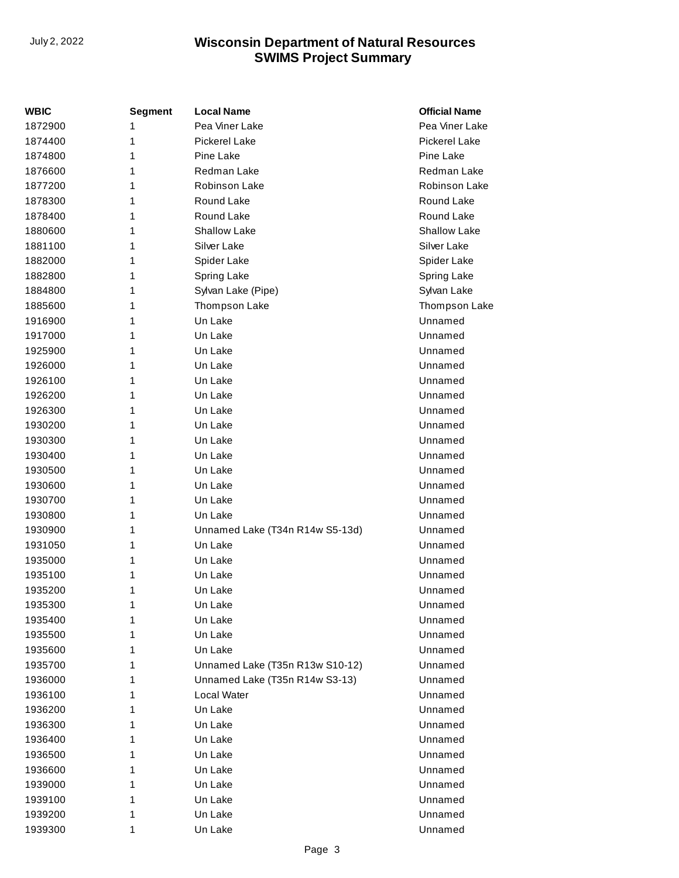| WBIC | Segment | Local Name | Official Name |
| --- | --- | --- | --- |
| 1872900 | 1 | Pea Viner Lake | Pea Viner Lake |
| 1874400 | 1 | Pickerel Lake | Pickerel Lake |
| 1874800 | 1 | Pine Lake | Pine Lake |
| 1876600 | 1 | Redman Lake | Redman Lake |
| 1877200 | 1 | Robinson Lake | Robinson Lake |
| 1878300 | 1 | Round Lake | Round Lake |
| 1878400 | 1 | Round Lake | Round Lake |
| 1880600 | 1 | Shallow Lake | Shallow Lake |
| 1881100 | 1 | Silver Lake | Silver Lake |
| 1882000 | 1 | Spider Lake | Spider Lake |
| 1882800 | 1 | Spring Lake | Spring Lake |
| 1884800 | 1 | Sylvan Lake (Pipe) | Sylvan Lake |
| 1885600 | 1 | Thompson Lake | Thompson Lake |
| 1916900 | 1 | Un Lake | Unnamed |
| 1917000 | 1 | Un Lake | Unnamed |
| 1925900 | 1 | Un Lake | Unnamed |
| 1926000 | 1 | Un Lake | Unnamed |
| 1926100 | 1 | Un Lake | Unnamed |
| 1926200 | 1 | Un Lake | Unnamed |
| 1926300 | 1 | Un Lake | Unnamed |
| 1930200 | 1 | Un Lake | Unnamed |
| 1930300 | 1 | Un Lake | Unnamed |
| 1930400 | 1 | Un Lake | Unnamed |
| 1930500 | 1 | Un Lake | Unnamed |
| 1930600 | 1 | Un Lake | Unnamed |
| 1930700 | 1 | Un Lake | Unnamed |
| 1930800 | 1 | Un Lake | Unnamed |
| 1930900 | 1 | Unnamed Lake (T34n R14w S5-13d) | Unnamed |
| 1931050 | 1 | Un Lake | Unnamed |
| 1935000 | 1 | Un Lake | Unnamed |
| 1935100 | 1 | Un Lake | Unnamed |
| 1935200 | 1 | Un Lake | Unnamed |
| 1935300 | 1 | Un Lake | Unnamed |
| 1935400 | 1 | Un Lake | Unnamed |
| 1935500 | 1 | Un Lake | Unnamed |
| 1935600 | 1 | Un Lake | Unnamed |
| 1935700 | 1 | Unnamed Lake (T35n R13w S10-12) | Unnamed |
| 1936000 | 1 | Unnamed Lake (T35n R14w S3-13) | Unnamed |
| 1936100 | 1 | Local Water | Unnamed |
| 1936200 | 1 | Un Lake | Unnamed |
| 1936300 | 1 | Un Lake | Unnamed |
| 1936400 | 1 | Un Lake | Unnamed |
| 1936500 | 1 | Un Lake | Unnamed |
| 1936600 | 1 | Un Lake | Unnamed |
| 1939000 | 1 | Un Lake | Unnamed |
| 1939100 | 1 | Un Lake | Unnamed |
| 1939200 | 1 | Un Lake | Unnamed |
| 1939300 | 1 | Un Lake | Unnamed |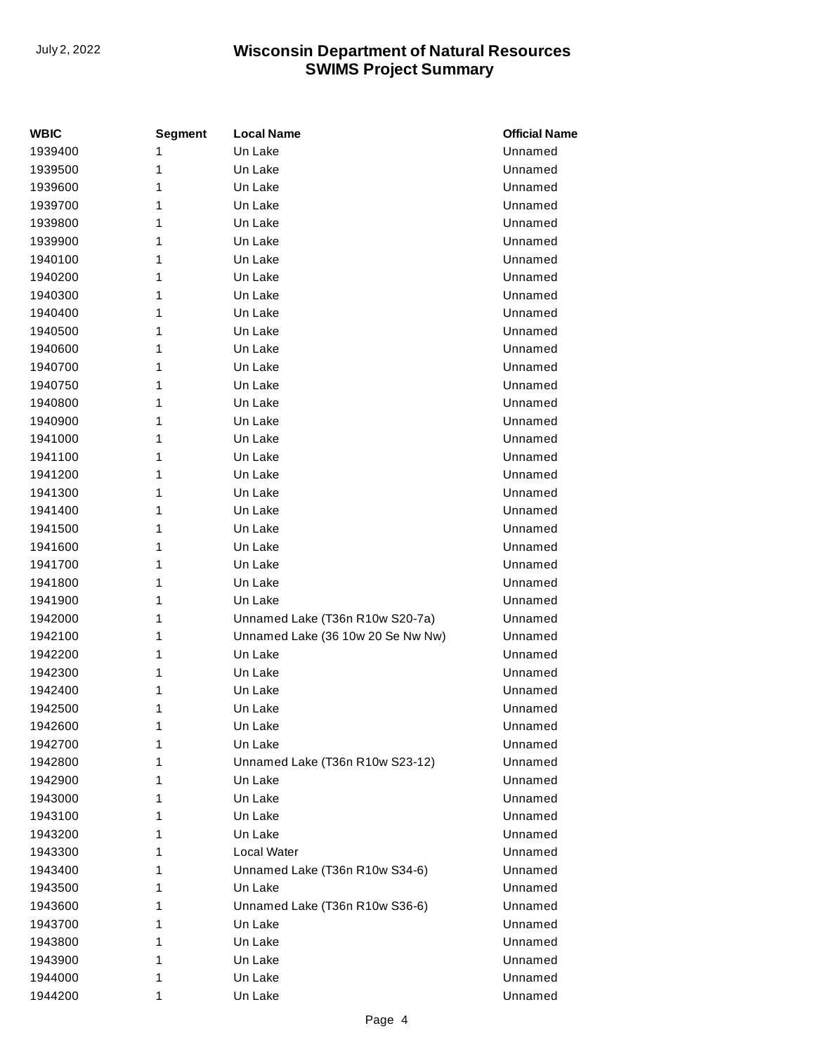| WBIC | Segment | Local Name | Official Name |
|---|---|---|---|
| 1939400 | 1 | Un Lake | Unnamed |
| 1939500 | 1 | Un Lake | Unnamed |
| 1939600 | 1 | Un Lake | Unnamed |
| 1939700 | 1 | Un Lake | Unnamed |
| 1939800 | 1 | Un Lake | Unnamed |
| 1939900 | 1 | Un Lake | Unnamed |
| 1940100 | 1 | Un Lake | Unnamed |
| 1940200 | 1 | Un Lake | Unnamed |
| 1940300 | 1 | Un Lake | Unnamed |
| 1940400 | 1 | Un Lake | Unnamed |
| 1940500 | 1 | Un Lake | Unnamed |
| 1940600 | 1 | Un Lake | Unnamed |
| 1940700 | 1 | Un Lake | Unnamed |
| 1940750 | 1 | Un Lake | Unnamed |
| 1940800 | 1 | Un Lake | Unnamed |
| 1940900 | 1 | Un Lake | Unnamed |
| 1941000 | 1 | Un Lake | Unnamed |
| 1941100 | 1 | Un Lake | Unnamed |
| 1941200 | 1 | Un Lake | Unnamed |
| 1941300 | 1 | Un Lake | Unnamed |
| 1941400 | 1 | Un Lake | Unnamed |
| 1941500 | 1 | Un Lake | Unnamed |
| 1941600 | 1 | Un Lake | Unnamed |
| 1941700 | 1 | Un Lake | Unnamed |
| 1941800 | 1 | Un Lake | Unnamed |
| 1941900 | 1 | Un Lake | Unnamed |
| 1942000 | 1 | Unnamed Lake (T36n R10w S20-7a) | Unnamed |
| 1942100 | 1 | Unnamed Lake (36 10w 20 Se Nw Nw) | Unnamed |
| 1942200 | 1 | Un Lake | Unnamed |
| 1942300 | 1 | Un Lake | Unnamed |
| 1942400 | 1 | Un Lake | Unnamed |
| 1942500 | 1 | Un Lake | Unnamed |
| 1942600 | 1 | Un Lake | Unnamed |
| 1942700 | 1 | Un Lake | Unnamed |
| 1942800 | 1 | Unnamed Lake (T36n R10w S23-12) | Unnamed |
| 1942900 | 1 | Un Lake | Unnamed |
| 1943000 | 1 | Un Lake | Unnamed |
| 1943100 | 1 | Un Lake | Unnamed |
| 1943200 | 1 | Un Lake | Unnamed |
| 1943300 | 1 | Local Water | Unnamed |
| 1943400 | 1 | Unnamed Lake (T36n R10w S34-6) | Unnamed |
| 1943500 | 1 | Un Lake | Unnamed |
| 1943600 | 1 | Unnamed Lake (T36n R10w S36-6) | Unnamed |
| 1943700 | 1 | Un Lake | Unnamed |
| 1943800 | 1 | Un Lake | Unnamed |
| 1943900 | 1 | Un Lake | Unnamed |
| 1944000 | 1 | Un Lake | Unnamed |
| 1944200 | 1 | Un Lake | Unnamed |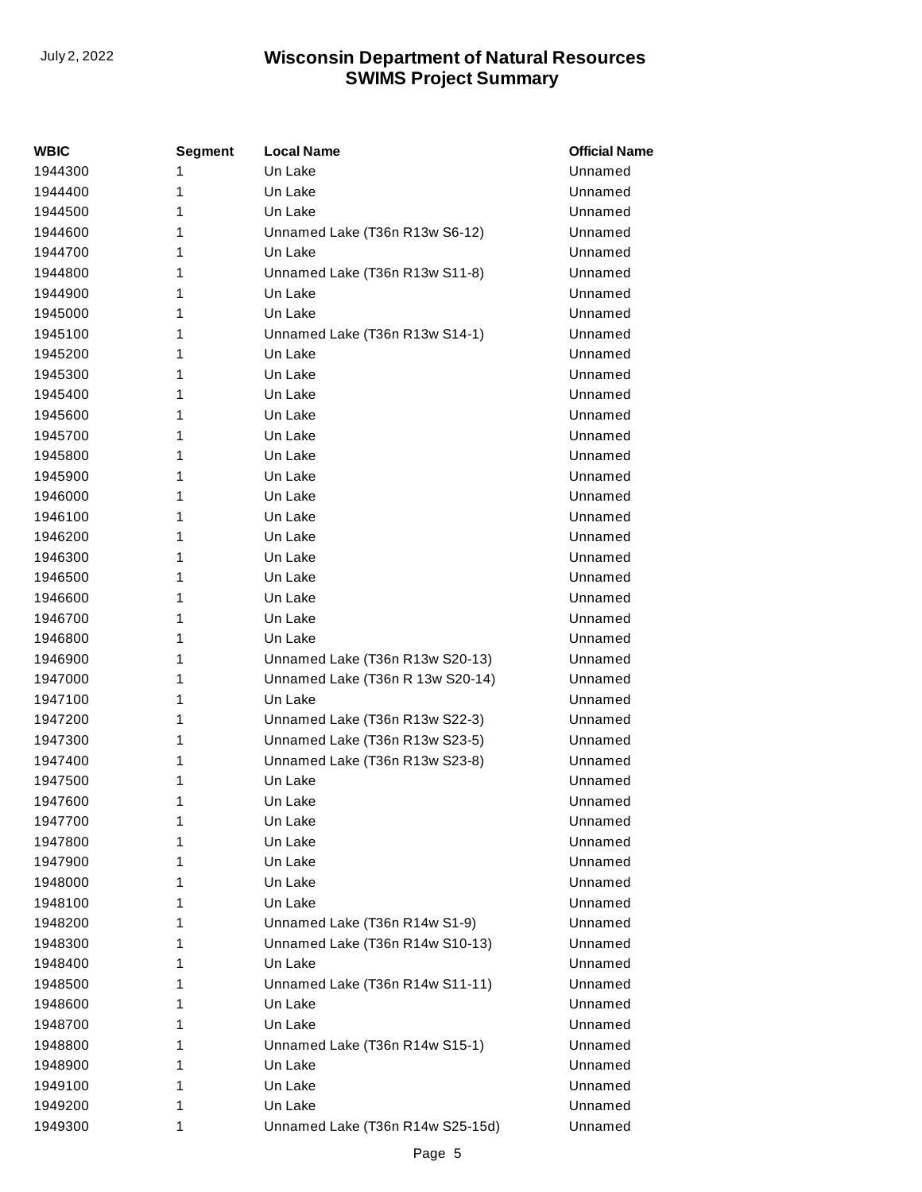| WBIC | Segment | Local Name | Official Name |
| --- | --- | --- | --- |
| 1944300 | 1 | Un Lake | Unnamed |
| 1944400 | 1 | Un Lake | Unnamed |
| 1944500 | 1 | Un Lake | Unnamed |
| 1944600 | 1 | Unnamed Lake (T36n R13w S6-12) | Unnamed |
| 1944700 | 1 | Un Lake | Unnamed |
| 1944800 | 1 | Unnamed Lake (T36n R13w S11-8) | Unnamed |
| 1944900 | 1 | Un Lake | Unnamed |
| 1945000 | 1 | Un Lake | Unnamed |
| 1945100 | 1 | Unnamed Lake (T36n R13w S14-1) | Unnamed |
| 1945200 | 1 | Un Lake | Unnamed |
| 1945300 | 1 | Un Lake | Unnamed |
| 1945400 | 1 | Un Lake | Unnamed |
| 1945600 | 1 | Un Lake | Unnamed |
| 1945700 | 1 | Un Lake | Unnamed |
| 1945800 | 1 | Un Lake | Unnamed |
| 1945900 | 1 | Un Lake | Unnamed |
| 1946000 | 1 | Un Lake | Unnamed |
| 1946100 | 1 | Un Lake | Unnamed |
| 1946200 | 1 | Un Lake | Unnamed |
| 1946300 | 1 | Un Lake | Unnamed |
| 1946500 | 1 | Un Lake | Unnamed |
| 1946600 | 1 | Un Lake | Unnamed |
| 1946700 | 1 | Un Lake | Unnamed |
| 1946800 | 1 | Un Lake | Unnamed |
| 1946900 | 1 | Unnamed Lake (T36n R13w S20-13) | Unnamed |
| 1947000 | 1 | Unnamed Lake (T36n R 13w S20-14) | Unnamed |
| 1947100 | 1 | Un Lake | Unnamed |
| 1947200 | 1 | Unnamed Lake (T36n R13w S22-3) | Unnamed |
| 1947300 | 1 | Unnamed Lake (T36n R13w S23-5) | Unnamed |
| 1947400 | 1 | Unnamed Lake (T36n R13w S23-8) | Unnamed |
| 1947500 | 1 | Un Lake | Unnamed |
| 1947600 | 1 | Un Lake | Unnamed |
| 1947700 | 1 | Un Lake | Unnamed |
| 1947800 | 1 | Un Lake | Unnamed |
| 1947900 | 1 | Un Lake | Unnamed |
| 1948000 | 1 | Un Lake | Unnamed |
| 1948100 | 1 | Un Lake | Unnamed |
| 1948200 | 1 | Unnamed Lake (T36n R14w S1-9) | Unnamed |
| 1948300 | 1 | Unnamed Lake (T36n R14w S10-13) | Unnamed |
| 1948400 | 1 | Un Lake | Unnamed |
| 1948500 | 1 | Unnamed Lake (T36n R14w S11-11) | Unnamed |
| 1948600 | 1 | Un Lake | Unnamed |
| 1948700 | 1 | Un Lake | Unnamed |
| 1948800 | 1 | Unnamed Lake (T36n R14w S15-1) | Unnamed |
| 1948900 | 1 | Un Lake | Unnamed |
| 1949100 | 1 | Un Lake | Unnamed |
| 1949200 | 1 | Un Lake | Unnamed |
| 1949300 | 1 | Unnamed Lake (T36n R14w S25-15d) | Unnamed |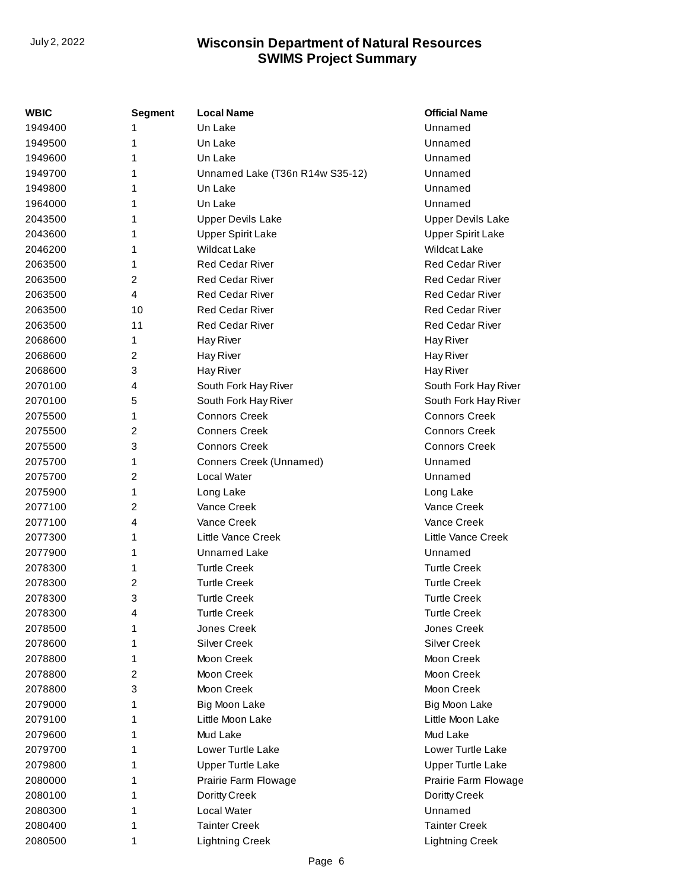| WBIC | Segment | Local Name | Official Name |
|---|---|---|---|
| 1949400 | 1 | Un Lake | Unnamed |
| 1949500 | 1 | Un Lake | Unnamed |
| 1949600 | 1 | Un Lake | Unnamed |
| 1949700 | 1 | Unnamed Lake (T36n R14w S35-12) | Unnamed |
| 1949800 | 1 | Un Lake | Unnamed |
| 1964000 | 1 | Un Lake | Unnamed |
| 2043500 | 1 | Upper Devils Lake | Upper Devils Lake |
| 2043600 | 1 | Upper Spirit Lake | Upper Spirit Lake |
| 2046200 | 1 | Wildcat Lake | Wildcat Lake |
| 2063500 | 1 | Red Cedar River | Red Cedar River |
| 2063500 | 2 | Red Cedar River | Red Cedar River |
| 2063500 | 4 | Red Cedar River | Red Cedar River |
| 2063500 | 10 | Red Cedar River | Red Cedar River |
| 2063500 | 11 | Red Cedar River | Red Cedar River |
| 2068600 | 1 | Hay River | Hay River |
| 2068600 | 2 | Hay River | Hay River |
| 2068600 | 3 | Hay River | Hay River |
| 2070100 | 4 | South Fork Hay River | South Fork Hay River |
| 2070100 | 5 | South Fork Hay River | South Fork Hay River |
| 2075500 | 1 | Connors Creek | Connors Creek |
| 2075500 | 2 | Conners Creek | Connors Creek |
| 2075500 | 3 | Connors Creek | Connors Creek |
| 2075700 | 1 | Conners Creek (Unnamed) | Unnamed |
| 2075700 | 2 | Local Water | Unnamed |
| 2075900 | 1 | Long Lake | Long Lake |
| 2077100 | 2 | Vance Creek | Vance Creek |
| 2077100 | 4 | Vance Creek | Vance Creek |
| 2077300 | 1 | Little Vance Creek | Little Vance Creek |
| 2077900 | 1 | Unnamed Lake | Unnamed |
| 2078300 | 1 | Turtle Creek | Turtle Creek |
| 2078300 | 2 | Turtle Creek | Turtle Creek |
| 2078300 | 3 | Turtle Creek | Turtle Creek |
| 2078300 | 4 | Turtle Creek | Turtle Creek |
| 2078500 | 1 | Jones Creek | Jones Creek |
| 2078600 | 1 | Silver Creek | Silver Creek |
| 2078800 | 1 | Moon Creek | Moon Creek |
| 2078800 | 2 | Moon Creek | Moon Creek |
| 2078800 | 3 | Moon Creek | Moon Creek |
| 2079000 | 1 | Big Moon Lake | Big Moon Lake |
| 2079100 | 1 | Little Moon Lake | Little Moon Lake |
| 2079600 | 1 | Mud Lake | Mud Lake |
| 2079700 | 1 | Lower Turtle Lake | Lower Turtle Lake |
| 2079800 | 1 | Upper Turtle Lake | Upper Turtle Lake |
| 2080000 | 1 | Prairie Farm Flowage | Prairie Farm Flowage |
| 2080100 | 1 | Doritty Creek | Doritty Creek |
| 2080300 | 1 | Local Water | Unnamed |
| 2080400 | 1 | Tainter Creek | Tainter Creek |
| 2080500 | 1 | Lightning Creek | Lightning Creek |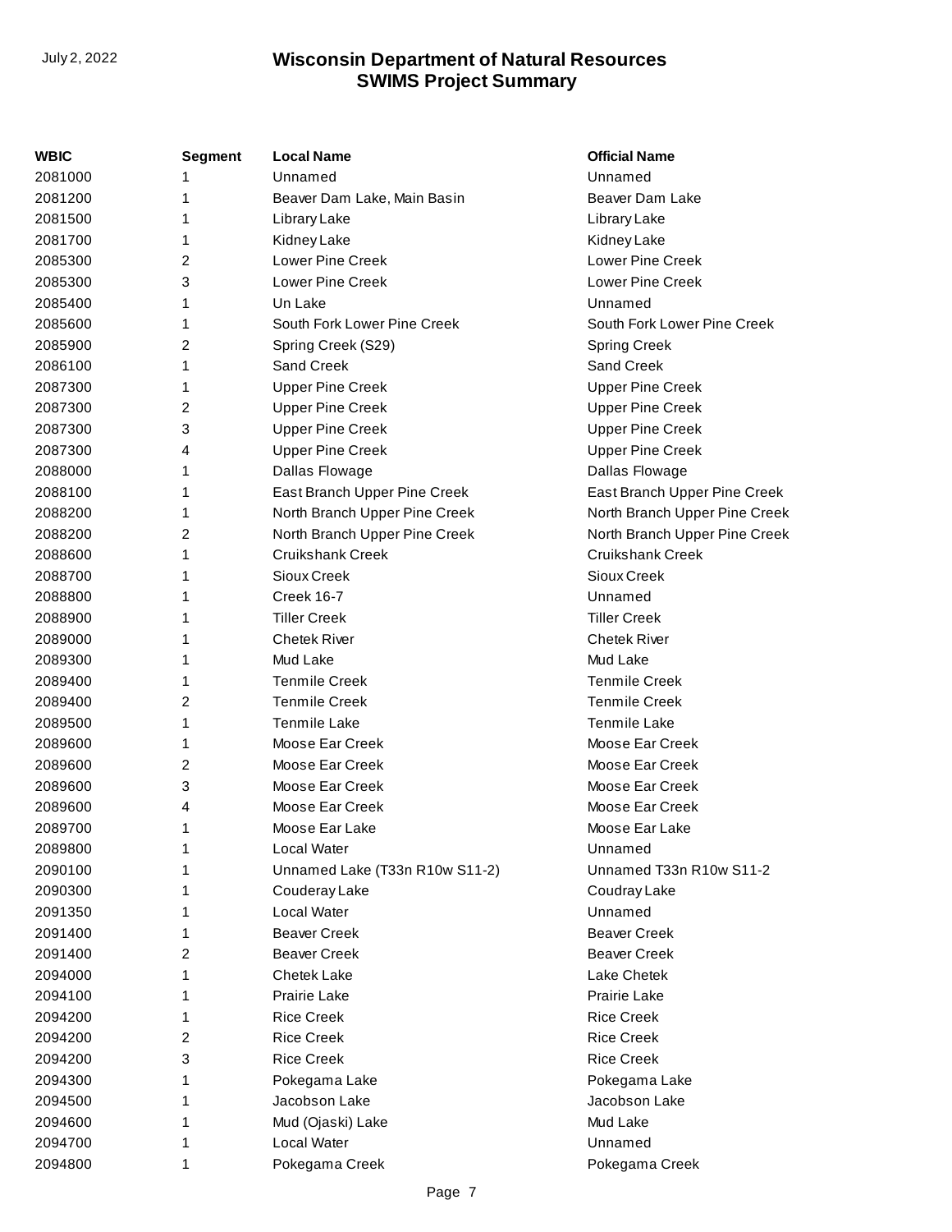| WBIC | Segment | Local Name | Official Name |
|---|---|---|---|
| 2081000 | 1 | Unnamed | Unnamed |
| 2081200 | 1 | Beaver Dam Lake, Main Basin | Beaver Dam Lake |
| 2081500 | 1 | Library Lake | Library Lake |
| 2081700 | 1 | Kidney Lake | Kidney Lake |
| 2085300 | 2 | Lower Pine Creek | Lower Pine Creek |
| 2085300 | 3 | Lower Pine Creek | Lower Pine Creek |
| 2085400 | 1 | Un Lake | Unnamed |
| 2085600 | 1 | South Fork Lower Pine Creek | South Fork Lower Pine Creek |
| 2085900 | 2 | Spring Creek (S29) | Spring Creek |
| 2086100 | 1 | Sand Creek | Sand Creek |
| 2087300 | 1 | Upper Pine Creek | Upper Pine Creek |
| 2087300 | 2 | Upper Pine Creek | Upper Pine Creek |
| 2087300 | 3 | Upper Pine Creek | Upper Pine Creek |
| 2087300 | 4 | Upper Pine Creek | Upper Pine Creek |
| 2088000 | 1 | Dallas Flowage | Dallas Flowage |
| 2088100 | 1 | East Branch Upper Pine Creek | East Branch Upper Pine Creek |
| 2088200 | 1 | North Branch Upper Pine Creek | North Branch Upper Pine Creek |
| 2088200 | 2 | North Branch Upper Pine Creek | North Branch Upper Pine Creek |
| 2088600 | 1 | Cruikshank Creek | Cruikshank Creek |
| 2088700 | 1 | Sioux Creek | Sioux Creek |
| 2088800 | 1 | Creek 16-7 | Unnamed |
| 2088900 | 1 | Tiller Creek | Tiller Creek |
| 2089000 | 1 | Chetek River | Chetek River |
| 2089300 | 1 | Mud Lake | Mud Lake |
| 2089400 | 1 | Tenmile Creek | Tenmile Creek |
| 2089400 | 2 | Tenmile Creek | Tenmile Creek |
| 2089500 | 1 | Tenmile Lake | Tenmile Lake |
| 2089600 | 1 | Moose Ear Creek | Moose Ear Creek |
| 2089600 | 2 | Moose Ear Creek | Moose Ear Creek |
| 2089600 | 3 | Moose Ear Creek | Moose Ear Creek |
| 2089600 | 4 | Moose Ear Creek | Moose Ear Creek |
| 2089700 | 1 | Moose Ear Lake | Moose Ear Lake |
| 2089800 | 1 | Local Water | Unnamed |
| 2090100 | 1 | Unnamed Lake (T33n R10w S11-2) | Unnamed T33n R10w S11-2 |
| 2090300 | 1 | Couderay Lake | Coudray Lake |
| 2091350 | 1 | Local Water | Unnamed |
| 2091400 | 1 | Beaver Creek | Beaver Creek |
| 2091400 | 2 | Beaver Creek | Beaver Creek |
| 2094000 | 1 | Chetek Lake | Lake Chetek |
| 2094100 | 1 | Prairie Lake | Prairie Lake |
| 2094200 | 1 | Rice Creek | Rice Creek |
| 2094200 | 2 | Rice Creek | Rice Creek |
| 2094200 | 3 | Rice Creek | Rice Creek |
| 2094300 | 1 | Pokegama Lake | Pokegama Lake |
| 2094500 | 1 | Jacobson Lake | Jacobson Lake |
| 2094600 | 1 | Mud (Ojaski) Lake | Mud Lake |
| 2094700 | 1 | Local Water | Unnamed |
| 2094800 | 1 | Pokegama Creek | Pokegama Creek |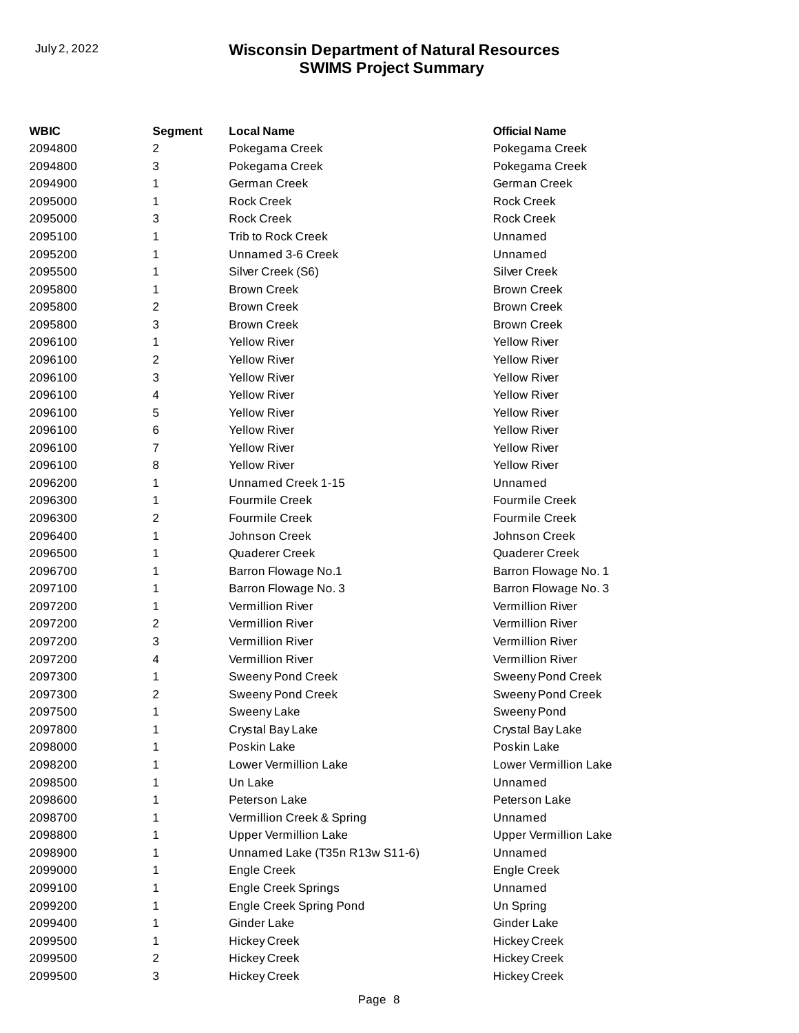| WBIC | Segment | Local Name | Official Name |
| --- | --- | --- | --- |
| 2094800 | 2 | Pokegama Creek | Pokegama Creek |
| 2094800 | 3 | Pokegama Creek | Pokegama Creek |
| 2094900 | 1 | German Creek | German Creek |
| 2095000 | 1 | Rock Creek | Rock Creek |
| 2095000 | 3 | Rock Creek | Rock Creek |
| 2095100 | 1 | Trib to Rock Creek | Unnamed |
| 2095200 | 1 | Unnamed 3-6 Creek | Unnamed |
| 2095500 | 1 | Silver Creek (S6) | Silver Creek |
| 2095800 | 1 | Brown Creek | Brown Creek |
| 2095800 | 2 | Brown Creek | Brown Creek |
| 2095800 | 3 | Brown Creek | Brown Creek |
| 2096100 | 1 | Yellow River | Yellow River |
| 2096100 | 2 | Yellow River | Yellow River |
| 2096100 | 3 | Yellow River | Yellow River |
| 2096100 | 4 | Yellow River | Yellow River |
| 2096100 | 5 | Yellow River | Yellow River |
| 2096100 | 6 | Yellow River | Yellow River |
| 2096100 | 7 | Yellow River | Yellow River |
| 2096100 | 8 | Yellow River | Yellow River |
| 2096200 | 1 | Unnamed Creek 1-15 | Unnamed |
| 2096300 | 1 | Fourmile Creek | Fourmile Creek |
| 2096300 | 2 | Fourmile Creek | Fourmile Creek |
| 2096400 | 1 | Johnson Creek | Johnson Creek |
| 2096500 | 1 | Quaderer Creek | Quaderer Creek |
| 2096700 | 1 | Barron Flowage No.1 | Barron Flowage No. 1 |
| 2097100 | 1 | Barron Flowage No. 3 | Barron Flowage No. 3 |
| 2097200 | 1 | Vermillion River | Vermillion River |
| 2097200 | 2 | Vermillion River | Vermillion River |
| 2097200 | 3 | Vermillion River | Vermillion River |
| 2097200 | 4 | Vermillion River | Vermillion River |
| 2097300 | 1 | Sweeny Pond Creek | Sweeny Pond Creek |
| 2097300 | 2 | Sweeny Pond Creek | Sweeny Pond Creek |
| 2097500 | 1 | Sweeny Lake | Sweeny Pond |
| 2097800 | 1 | Crystal Bay Lake | Crystal Bay Lake |
| 2098000 | 1 | Poskin Lake | Poskin Lake |
| 2098200 | 1 | Lower Vermillion Lake | Lower Vermillion Lake |
| 2098500 | 1 | Un Lake | Unnamed |
| 2098600 | 1 | Peterson Lake | Peterson Lake |
| 2098700 | 1 | Vermillion Creek & Spring | Unnamed |
| 2098800 | 1 | Upper Vermillion Lake | Upper Vermillion Lake |
| 2098900 | 1 | Unnamed Lake (T35n R13w S11-6) | Unnamed |
| 2099000 | 1 | Engle Creek | Engle Creek |
| 2099100 | 1 | Engle Creek Springs | Unnamed |
| 2099200 | 1 | Engle Creek Spring Pond | Un Spring |
| 2099400 | 1 | Ginder Lake | Ginder Lake |
| 2099500 | 1 | Hickey Creek | Hickey Creek |
| 2099500 | 2 | Hickey Creek | Hickey Creek |
| 2099500 | 3 | Hickey Creek | Hickey Creek |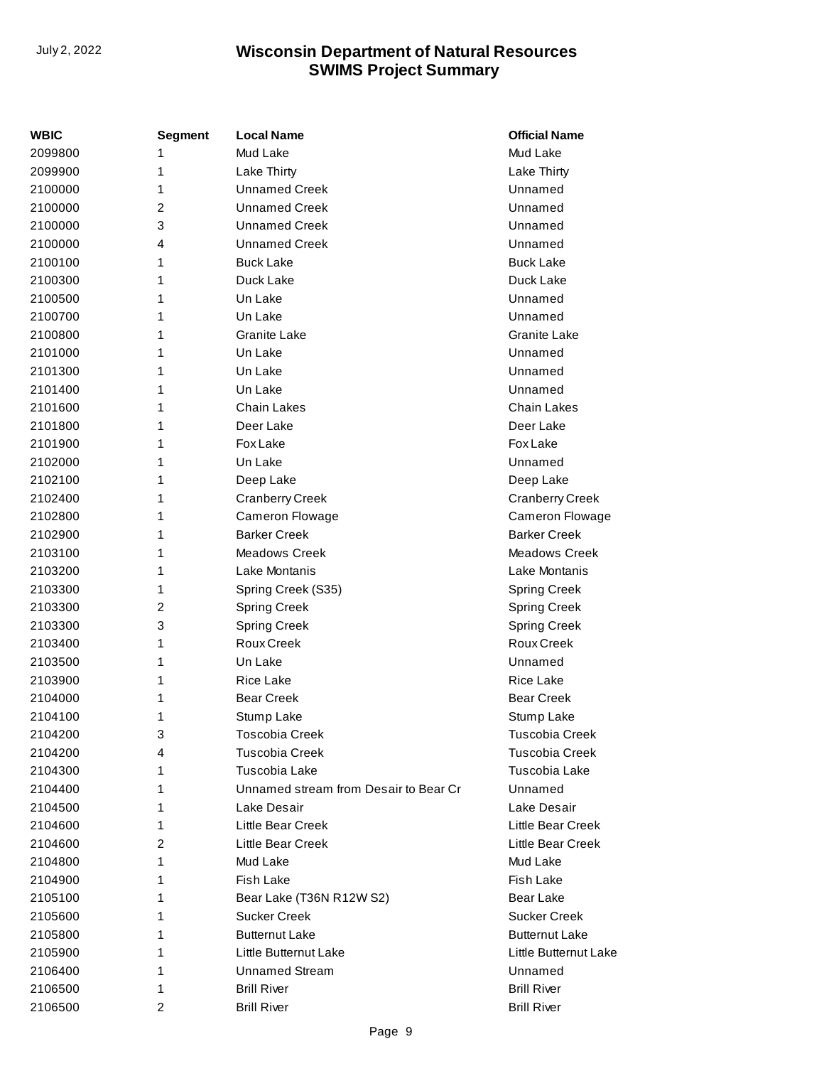| WBIC | Segment | Local Name | Official Name |
|---|---|---|---|
| 2099800 | 1 | Mud Lake | Mud Lake |
| 2099900 | 1 | Lake Thirty | Lake Thirty |
| 2100000 | 1 | Unnamed Creek | Unnamed |
| 2100000 | 2 | Unnamed Creek | Unnamed |
| 2100000 | 3 | Unnamed Creek | Unnamed |
| 2100000 | 4 | Unnamed Creek | Unnamed |
| 2100100 | 1 | Buck Lake | Buck Lake |
| 2100300 | 1 | Duck Lake | Duck Lake |
| 2100500 | 1 | Un Lake | Unnamed |
| 2100700 | 1 | Un Lake | Unnamed |
| 2100800 | 1 | Granite Lake | Granite Lake |
| 2101000 | 1 | Un Lake | Unnamed |
| 2101300 | 1 | Un Lake | Unnamed |
| 2101400 | 1 | Un Lake | Unnamed |
| 2101600 | 1 | Chain Lakes | Chain Lakes |
| 2101800 | 1 | Deer Lake | Deer Lake |
| 2101900 | 1 | Fox Lake | Fox Lake |
| 2102000 | 1 | Un Lake | Unnamed |
| 2102100 | 1 | Deep Lake | Deep Lake |
| 2102400 | 1 | Cranberry Creek | Cranberry Creek |
| 2102800 | 1 | Cameron Flowage | Cameron Flowage |
| 2102900 | 1 | Barker Creek | Barker Creek |
| 2103100 | 1 | Meadows Creek | Meadows Creek |
| 2103200 | 1 | Lake Montanis | Lake Montanis |
| 2103300 | 1 | Spring Creek (S35) | Spring Creek |
| 2103300 | 2 | Spring Creek | Spring Creek |
| 2103300 | 3 | Spring Creek | Spring Creek |
| 2103400 | 1 | Roux Creek | Roux Creek |
| 2103500 | 1 | Un Lake | Unnamed |
| 2103900 | 1 | Rice Lake | Rice Lake |
| 2104000 | 1 | Bear Creek | Bear Creek |
| 2104100 | 1 | Stump Lake | Stump Lake |
| 2104200 | 3 | Toscobia Creek | Tuscobia Creek |
| 2104200 | 4 | Tuscobia Creek | Tuscobia Creek |
| 2104300 | 1 | Tuscobia Lake | Tuscobia Lake |
| 2104400 | 1 | Unnamed stream from Desair to Bear Cr | Unnamed |
| 2104500 | 1 | Lake Desair | Lake Desair |
| 2104600 | 1 | Little Bear Creek | Little Bear Creek |
| 2104600 | 2 | Little Bear Creek | Little Bear Creek |
| 2104800 | 1 | Mud Lake | Mud Lake |
| 2104900 | 1 | Fish Lake | Fish Lake |
| 2105100 | 1 | Bear Lake (T36N R12W S2) | Bear Lake |
| 2105600 | 1 | Sucker Creek | Sucker Creek |
| 2105800 | 1 | Butternut Lake | Butternut Lake |
| 2105900 | 1 | Little Butternut Lake | Little Butternut Lake |
| 2106400 | 1 | Unnamed Stream | Unnamed |
| 2106500 | 1 | Brill River | Brill River |
| 2106500 | 2 | Brill River | Brill River |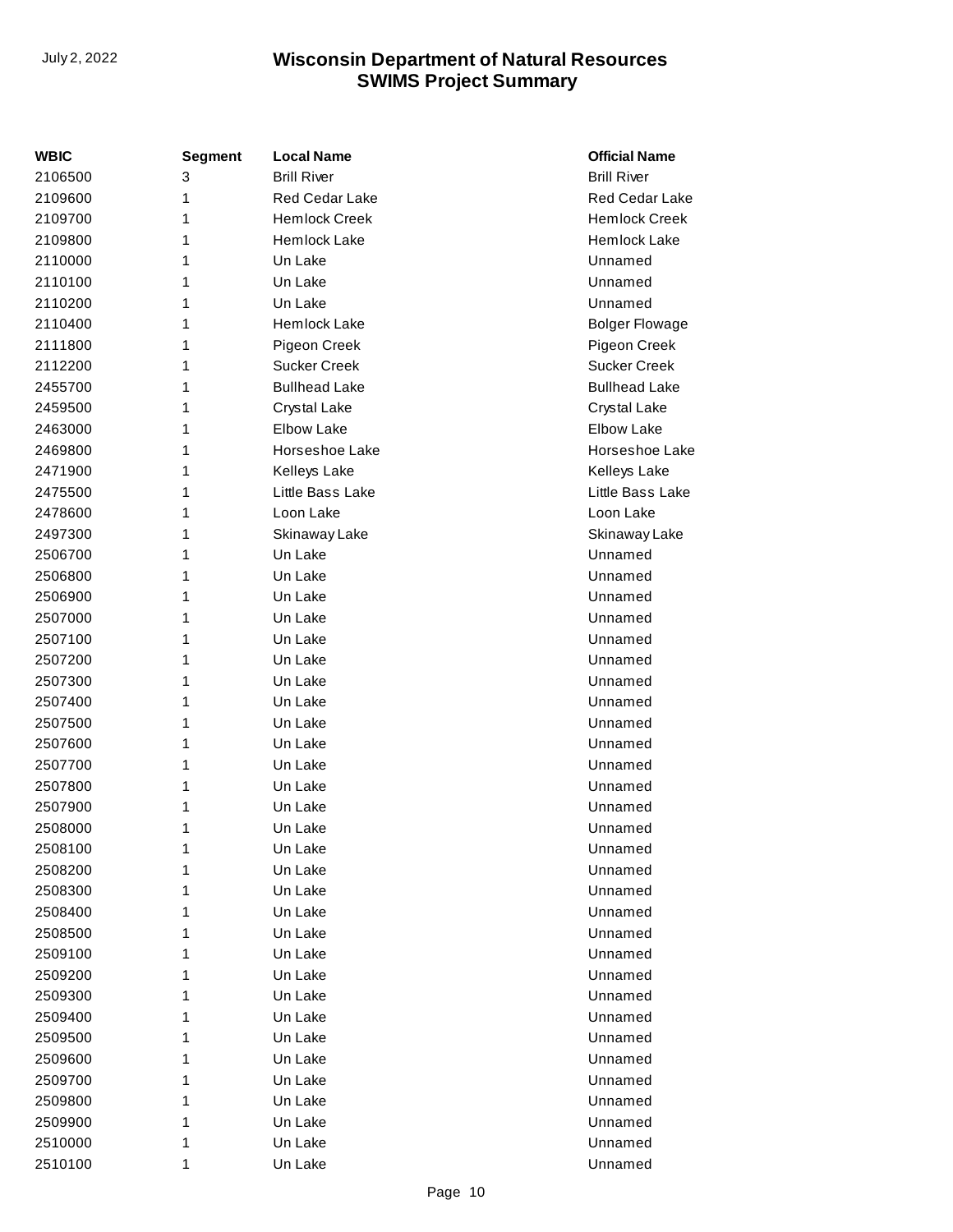| WBIC | Segment | Local Name | Official Name |
|---|---|---|---|
| 2106500 | 3 | Brill River | Brill River |
| 2109600 | 1 | Red Cedar Lake | Red Cedar Lake |
| 2109700 | 1 | Hemlock Creek | Hemlock Creek |
| 2109800 | 1 | Hemlock Lake | Hemlock Lake |
| 2110000 | 1 | Un Lake | Unnamed |
| 2110100 | 1 | Un Lake | Unnamed |
| 2110200 | 1 | Un Lake | Unnamed |
| 2110400 | 1 | Hemlock Lake | Bolger Flowage |
| 2111800 | 1 | Pigeon Creek | Pigeon Creek |
| 2112200 | 1 | Sucker Creek | Sucker Creek |
| 2455700 | 1 | Bullhead Lake | Bullhead Lake |
| 2459500 | 1 | Crystal Lake | Crystal Lake |
| 2463000 | 1 | Elbow Lake | Elbow Lake |
| 2469800 | 1 | Horseshoe Lake | Horseshoe Lake |
| 2471900 | 1 | Kelleys Lake | Kelleys Lake |
| 2475500 | 1 | Little Bass Lake | Little Bass Lake |
| 2478600 | 1 | Loon Lake | Loon Lake |
| 2497300 | 1 | Skinaway Lake | Skinaway Lake |
| 2506700 | 1 | Un Lake | Unnamed |
| 2506800 | 1 | Un Lake | Unnamed |
| 2506900 | 1 | Un Lake | Unnamed |
| 2507000 | 1 | Un Lake | Unnamed |
| 2507100 | 1 | Un Lake | Unnamed |
| 2507200 | 1 | Un Lake | Unnamed |
| 2507300 | 1 | Un Lake | Unnamed |
| 2507400 | 1 | Un Lake | Unnamed |
| 2507500 | 1 | Un Lake | Unnamed |
| 2507600 | 1 | Un Lake | Unnamed |
| 2507700 | 1 | Un Lake | Unnamed |
| 2507800 | 1 | Un Lake | Unnamed |
| 2507900 | 1 | Un Lake | Unnamed |
| 2508000 | 1 | Un Lake | Unnamed |
| 2508100 | 1 | Un Lake | Unnamed |
| 2508200 | 1 | Un Lake | Unnamed |
| 2508300 | 1 | Un Lake | Unnamed |
| 2508400 | 1 | Un Lake | Unnamed |
| 2508500 | 1 | Un Lake | Unnamed |
| 2509100 | 1 | Un Lake | Unnamed |
| 2509200 | 1 | Un Lake | Unnamed |
| 2509300 | 1 | Un Lake | Unnamed |
| 2509400 | 1 | Un Lake | Unnamed |
| 2509500 | 1 | Un Lake | Unnamed |
| 2509600 | 1 | Un Lake | Unnamed |
| 2509700 | 1 | Un Lake | Unnamed |
| 2509800 | 1 | Un Lake | Unnamed |
| 2509900 | 1 | Un Lake | Unnamed |
| 2510000 | 1 | Un Lake | Unnamed |
| 2510100 | 1 | Un Lake | Unnamed |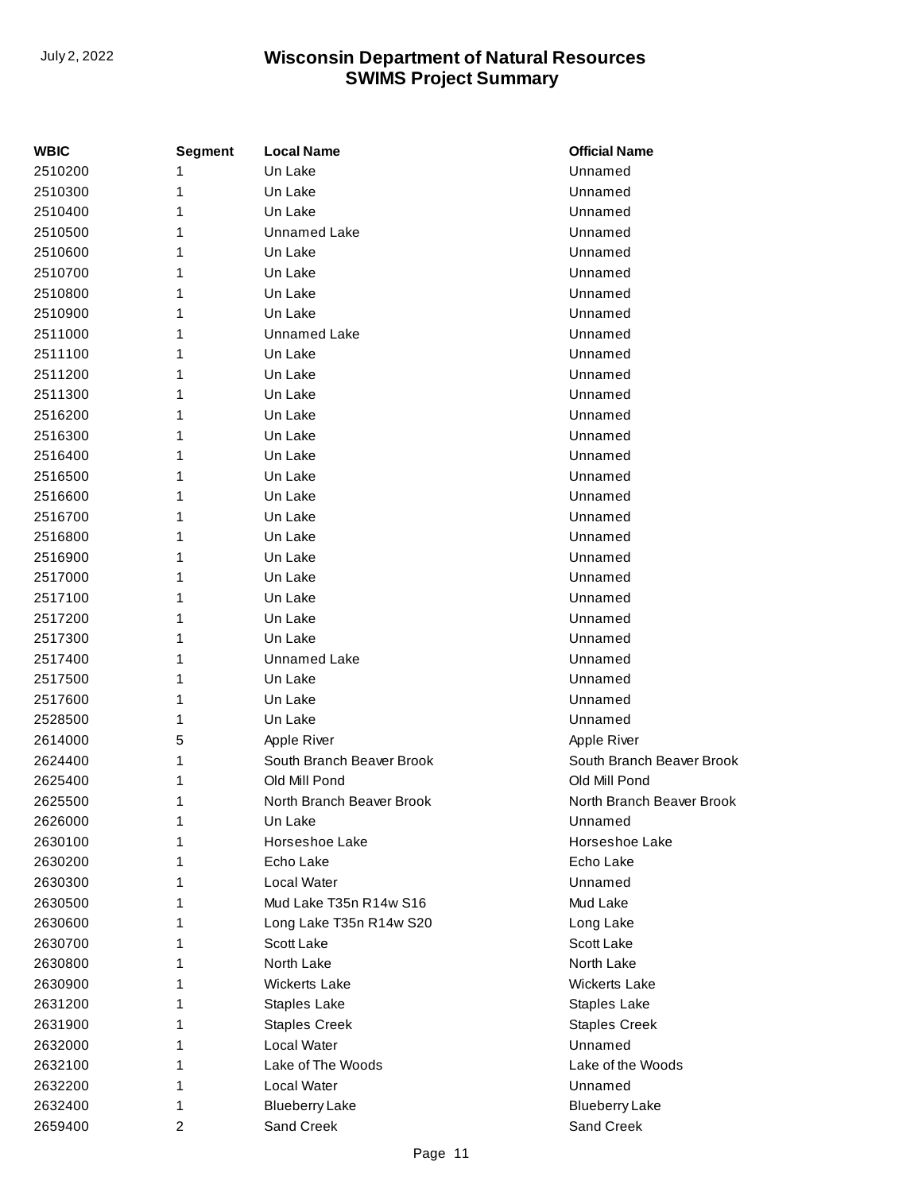| WBIC | Segment | Local Name | Official Name |
| --- | --- | --- | --- |
| 2510200 | 1 | Un Lake | Unnamed |
| 2510300 | 1 | Un Lake | Unnamed |
| 2510400 | 1 | Un Lake | Unnamed |
| 2510500 | 1 | Unnamed Lake | Unnamed |
| 2510600 | 1 | Un Lake | Unnamed |
| 2510700 | 1 | Un Lake | Unnamed |
| 2510800 | 1 | Un Lake | Unnamed |
| 2510900 | 1 | Un Lake | Unnamed |
| 2511000 | 1 | Unnamed Lake | Unnamed |
| 2511100 | 1 | Un Lake | Unnamed |
| 2511200 | 1 | Un Lake | Unnamed |
| 2511300 | 1 | Un Lake | Unnamed |
| 2516200 | 1 | Un Lake | Unnamed |
| 2516300 | 1 | Un Lake | Unnamed |
| 2516400 | 1 | Un Lake | Unnamed |
| 2516500 | 1 | Un Lake | Unnamed |
| 2516600 | 1 | Un Lake | Unnamed |
| 2516700 | 1 | Un Lake | Unnamed |
| 2516800 | 1 | Un Lake | Unnamed |
| 2516900 | 1 | Un Lake | Unnamed |
| 2517000 | 1 | Un Lake | Unnamed |
| 2517100 | 1 | Un Lake | Unnamed |
| 2517200 | 1 | Un Lake | Unnamed |
| 2517300 | 1 | Un Lake | Unnamed |
| 2517400 | 1 | Unnamed Lake | Unnamed |
| 2517500 | 1 | Un Lake | Unnamed |
| 2517600 | 1 | Un Lake | Unnamed |
| 2528500 | 1 | Un Lake | Unnamed |
| 2614000 | 5 | Apple River | Apple River |
| 2624400 | 1 | South Branch Beaver Brook | South Branch Beaver Brook |
| 2625400 | 1 | Old Mill Pond | Old Mill Pond |
| 2625500 | 1 | North Branch Beaver Brook | North Branch Beaver Brook |
| 2626000 | 1 | Un Lake | Unnamed |
| 2630100 | 1 | Horseshoe Lake | Horseshoe Lake |
| 2630200 | 1 | Echo Lake | Echo Lake |
| 2630300 | 1 | Local Water | Unnamed |
| 2630500 | 1 | Mud Lake T35n R14w S16 | Mud Lake |
| 2630600 | 1 | Long Lake T35n R14w S20 | Long Lake |
| 2630700 | 1 | Scott Lake | Scott Lake |
| 2630800 | 1 | North Lake | North Lake |
| 2630900 | 1 | Wickerts Lake | Wickerts Lake |
| 2631200 | 1 | Staples Lake | Staples Lake |
| 2631900 | 1 | Staples Creek | Staples Creek |
| 2632000 | 1 | Local Water | Unnamed |
| 2632100 | 1 | Lake of The Woods | Lake of the Woods |
| 2632200 | 1 | Local Water | Unnamed |
| 2632400 | 1 | Blueberry Lake | Blueberry Lake |
| 2659400 | 2 | Sand Creek | Sand Creek |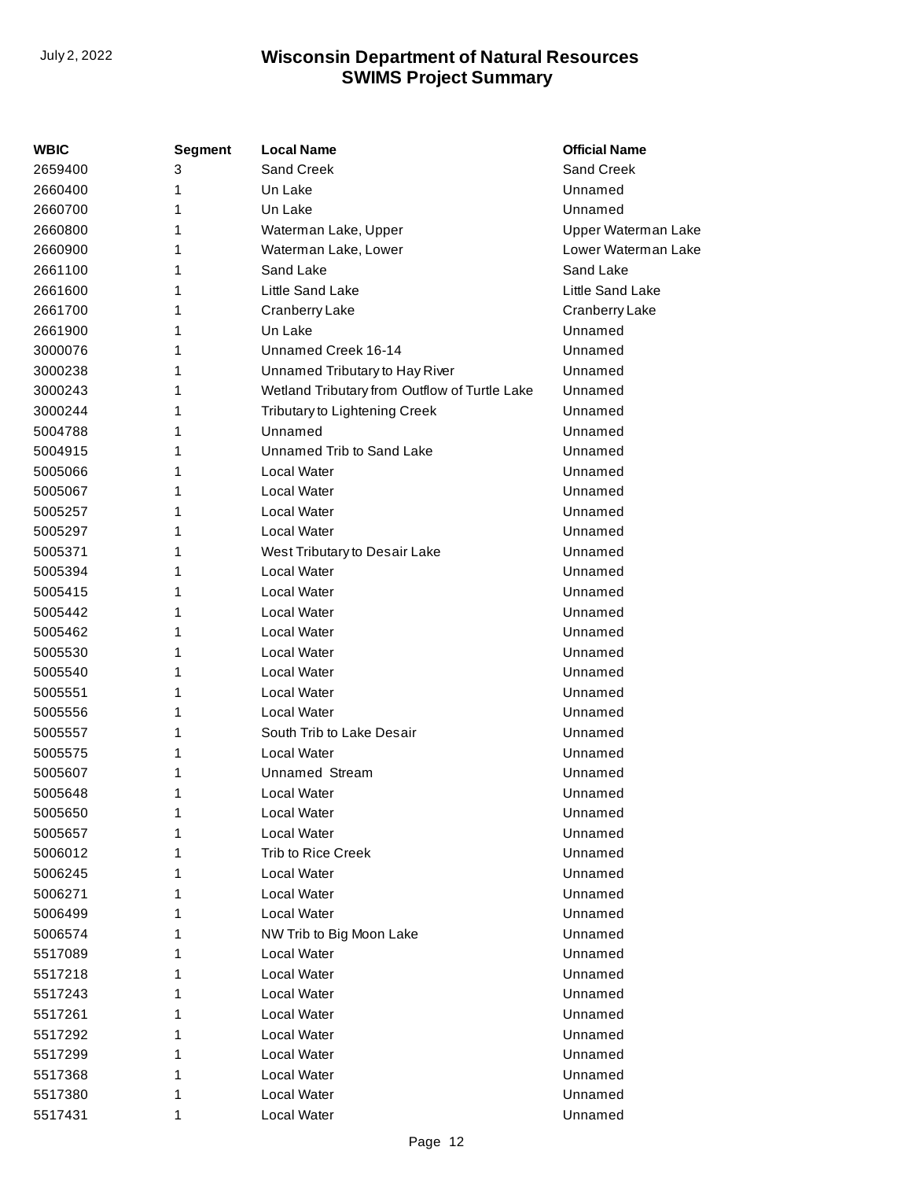| WBIC | Segment | Local Name | Official Name |
| --- | --- | --- | --- |
| 2659400 | 3 | Sand Creek | Sand Creek |
| 2660400 | 1 | Un Lake | Unnamed |
| 2660700 | 1 | Un Lake | Unnamed |
| 2660800 | 1 | Waterman Lake, Upper | Upper Waterman Lake |
| 2660900 | 1 | Waterman Lake, Lower | Lower Waterman Lake |
| 2661100 | 1 | Sand Lake | Sand Lake |
| 2661600 | 1 | Little Sand Lake | Little Sand Lake |
| 2661700 | 1 | Cranberry Lake | Cranberry Lake |
| 2661900 | 1 | Un Lake | Unnamed |
| 3000076 | 1 | Unnamed Creek 16-14 | Unnamed |
| 3000238 | 1 | Unnamed Tributary to Hay River | Unnamed |
| 3000243 | 1 | Wetland Tributary from Outflow of Turtle Lake | Unnamed |
| 3000244 | 1 | Tributary to Lightening Creek | Unnamed |
| 5004788 | 1 | Unnamed | Unnamed |
| 5004915 | 1 | Unnamed Trib to Sand Lake | Unnamed |
| 5005066 | 1 | Local Water | Unnamed |
| 5005067 | 1 | Local Water | Unnamed |
| 5005257 | 1 | Local Water | Unnamed |
| 5005297 | 1 | Local Water | Unnamed |
| 5005371 | 1 | West Tributary to Desair Lake | Unnamed |
| 5005394 | 1 | Local Water | Unnamed |
| 5005415 | 1 | Local Water | Unnamed |
| 5005442 | 1 | Local Water | Unnamed |
| 5005462 | 1 | Local Water | Unnamed |
| 5005530 | 1 | Local Water | Unnamed |
| 5005540 | 1 | Local Water | Unnamed |
| 5005551 | 1 | Local Water | Unnamed |
| 5005556 | 1 | Local Water | Unnamed |
| 5005557 | 1 | South Trib to Lake Desair | Unnamed |
| 5005575 | 1 | Local Water | Unnamed |
| 5005607 | 1 | Unnamed Stream | Unnamed |
| 5005648 | 1 | Local Water | Unnamed |
| 5005650 | 1 | Local Water | Unnamed |
| 5005657 | 1 | Local Water | Unnamed |
| 5006012 | 1 | Trib to Rice Creek | Unnamed |
| 5006245 | 1 | Local Water | Unnamed |
| 5006271 | 1 | Local Water | Unnamed |
| 5006499 | 1 | Local Water | Unnamed |
| 5006574 | 1 | NW Trib to Big Moon Lake | Unnamed |
| 5517089 | 1 | Local Water | Unnamed |
| 5517218 | 1 | Local Water | Unnamed |
| 5517243 | 1 | Local Water | Unnamed |
| 5517261 | 1 | Local Water | Unnamed |
| 5517292 | 1 | Local Water | Unnamed |
| 5517299 | 1 | Local Water | Unnamed |
| 5517368 | 1 | Local Water | Unnamed |
| 5517380 | 1 | Local Water | Unnamed |
| 5517431 | 1 | Local Water | Unnamed |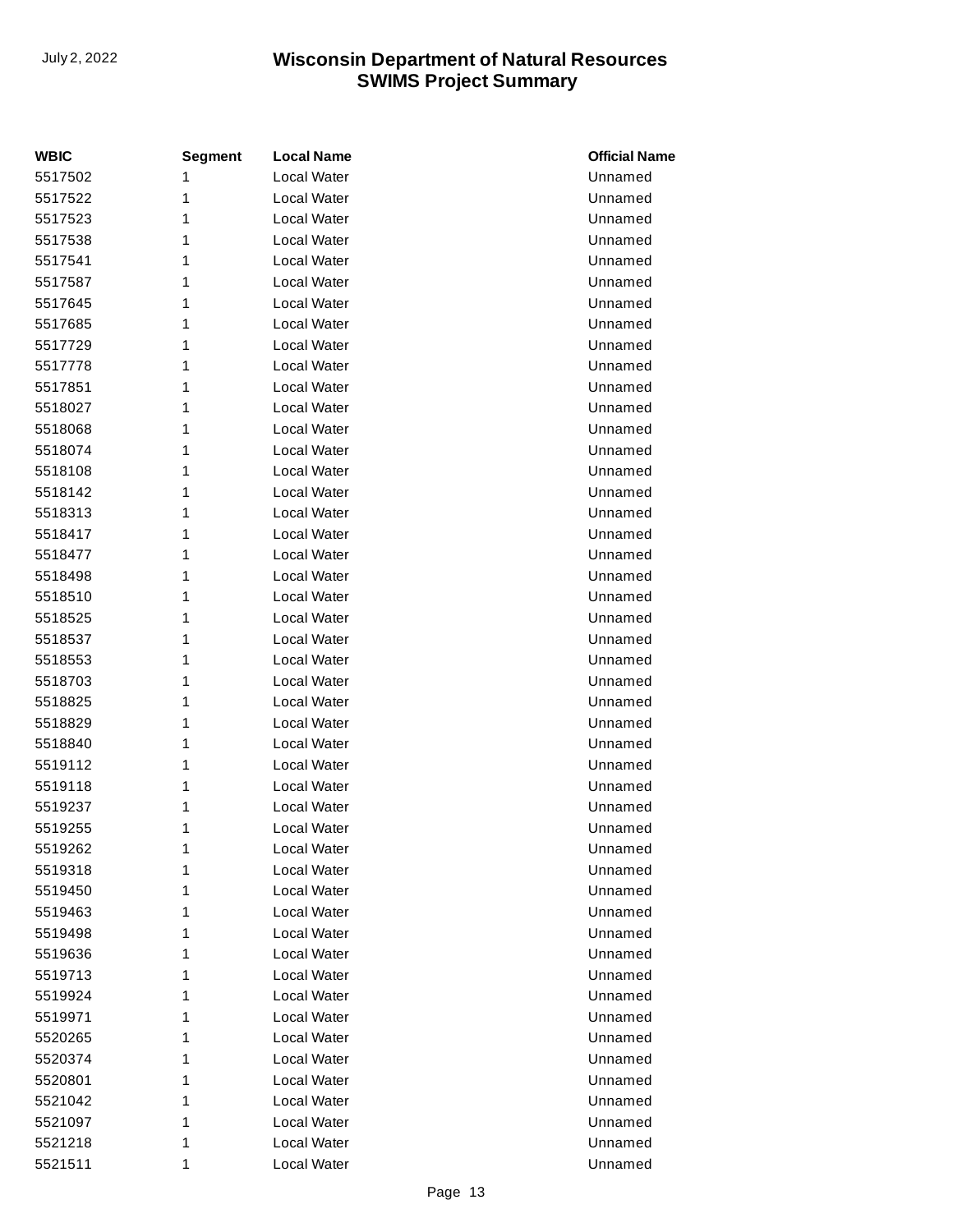| WBIC | Segment | Local Name | Official Name |
| --- | --- | --- | --- |
| 5517502 | 1 | Local Water | Unnamed |
| 5517522 | 1 | Local Water | Unnamed |
| 5517523 | 1 | Local Water | Unnamed |
| 5517538 | 1 | Local Water | Unnamed |
| 5517541 | 1 | Local Water | Unnamed |
| 5517587 | 1 | Local Water | Unnamed |
| 5517645 | 1 | Local Water | Unnamed |
| 5517685 | 1 | Local Water | Unnamed |
| 5517729 | 1 | Local Water | Unnamed |
| 5517778 | 1 | Local Water | Unnamed |
| 5517851 | 1 | Local Water | Unnamed |
| 5518027 | 1 | Local Water | Unnamed |
| 5518068 | 1 | Local Water | Unnamed |
| 5518074 | 1 | Local Water | Unnamed |
| 5518108 | 1 | Local Water | Unnamed |
| 5518142 | 1 | Local Water | Unnamed |
| 5518313 | 1 | Local Water | Unnamed |
| 5518417 | 1 | Local Water | Unnamed |
| 5518477 | 1 | Local Water | Unnamed |
| 5518498 | 1 | Local Water | Unnamed |
| 5518510 | 1 | Local Water | Unnamed |
| 5518525 | 1 | Local Water | Unnamed |
| 5518537 | 1 | Local Water | Unnamed |
| 5518553 | 1 | Local Water | Unnamed |
| 5518703 | 1 | Local Water | Unnamed |
| 5518825 | 1 | Local Water | Unnamed |
| 5518829 | 1 | Local Water | Unnamed |
| 5518840 | 1 | Local Water | Unnamed |
| 5519112 | 1 | Local Water | Unnamed |
| 5519118 | 1 | Local Water | Unnamed |
| 5519237 | 1 | Local Water | Unnamed |
| 5519255 | 1 | Local Water | Unnamed |
| 5519262 | 1 | Local Water | Unnamed |
| 5519318 | 1 | Local Water | Unnamed |
| 5519450 | 1 | Local Water | Unnamed |
| 5519463 | 1 | Local Water | Unnamed |
| 5519498 | 1 | Local Water | Unnamed |
| 5519636 | 1 | Local Water | Unnamed |
| 5519713 | 1 | Local Water | Unnamed |
| 5519924 | 1 | Local Water | Unnamed |
| 5519971 | 1 | Local Water | Unnamed |
| 5520265 | 1 | Local Water | Unnamed |
| 5520374 | 1 | Local Water | Unnamed |
| 5520801 | 1 | Local Water | Unnamed |
| 5521042 | 1 | Local Water | Unnamed |
| 5521097 | 1 | Local Water | Unnamed |
| 5521218 | 1 | Local Water | Unnamed |
| 5521511 | 1 | Local Water | Unnamed |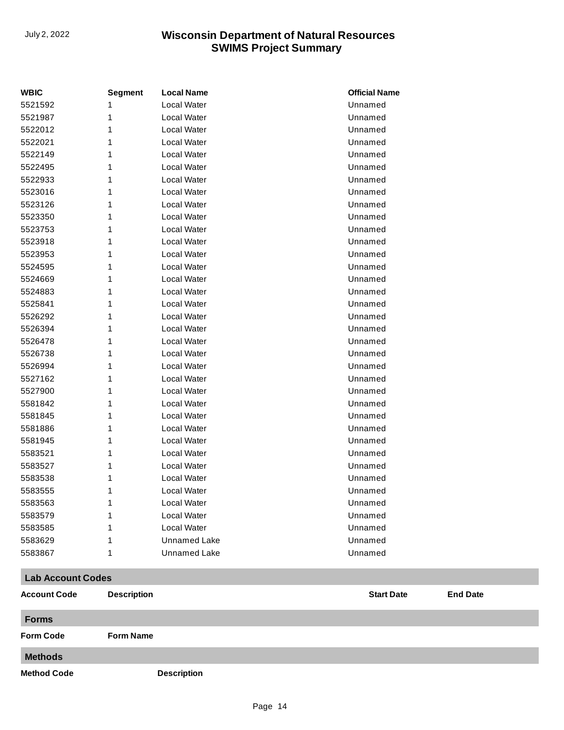| WBIC | Segment | Local Name | Official Name |
|---|---|---|---|
| 5521592 | 1 | Local Water | Unnamed |
| 5521987 | 1 | Local Water | Unnamed |
| 5522012 | 1 | Local Water | Unnamed |
| 5522021 | 1 | Local Water | Unnamed |
| 5522149 | 1 | Local Water | Unnamed |
| 5522495 | 1 | Local Water | Unnamed |
| 5522933 | 1 | Local Water | Unnamed |
| 5523016 | 1 | Local Water | Unnamed |
| 5523126 | 1 | Local Water | Unnamed |
| 5523350 | 1 | Local Water | Unnamed |
| 5523753 | 1 | Local Water | Unnamed |
| 5523918 | 1 | Local Water | Unnamed |
| 5523953 | 1 | Local Water | Unnamed |
| 5524595 | 1 | Local Water | Unnamed |
| 5524669 | 1 | Local Water | Unnamed |
| 5524883 | 1 | Local Water | Unnamed |
| 5525841 | 1 | Local Water | Unnamed |
| 5526292 | 1 | Local Water | Unnamed |
| 5526394 | 1 | Local Water | Unnamed |
| 5526478 | 1 | Local Water | Unnamed |
| 5526738 | 1 | Local Water | Unnamed |
| 5526994 | 1 | Local Water | Unnamed |
| 5527162 | 1 | Local Water | Unnamed |
| 5527900 | 1 | Local Water | Unnamed |
| 5581842 | 1 | Local Water | Unnamed |
| 5581845 | 1 | Local Water | Unnamed |
| 5581886 | 1 | Local Water | Unnamed |
| 5581945 | 1 | Local Water | Unnamed |
| 5583521 | 1 | Local Water | Unnamed |
| 5583527 | 1 | Local Water | Unnamed |
| 5583538 | 1 | Local Water | Unnamed |
| 5583555 | 1 | Local Water | Unnamed |
| 5583563 | 1 | Local Water | Unnamed |
| 5583579 | 1 | Local Water | Unnamed |
| 5583585 | 1 | Local Water | Unnamed |
| 5583629 | 1 | Unnamed Lake | Unnamed |
| 5583867 | 1 | Unnamed Lake | Unnamed |

## Lab Account Codes

| Account Code | Description | Start Date | End Date |
|---|---|---|---|

## Forms

| Form Code | Form Name |
|---|---|

## Methods

| Method Code | Description |
|---|---|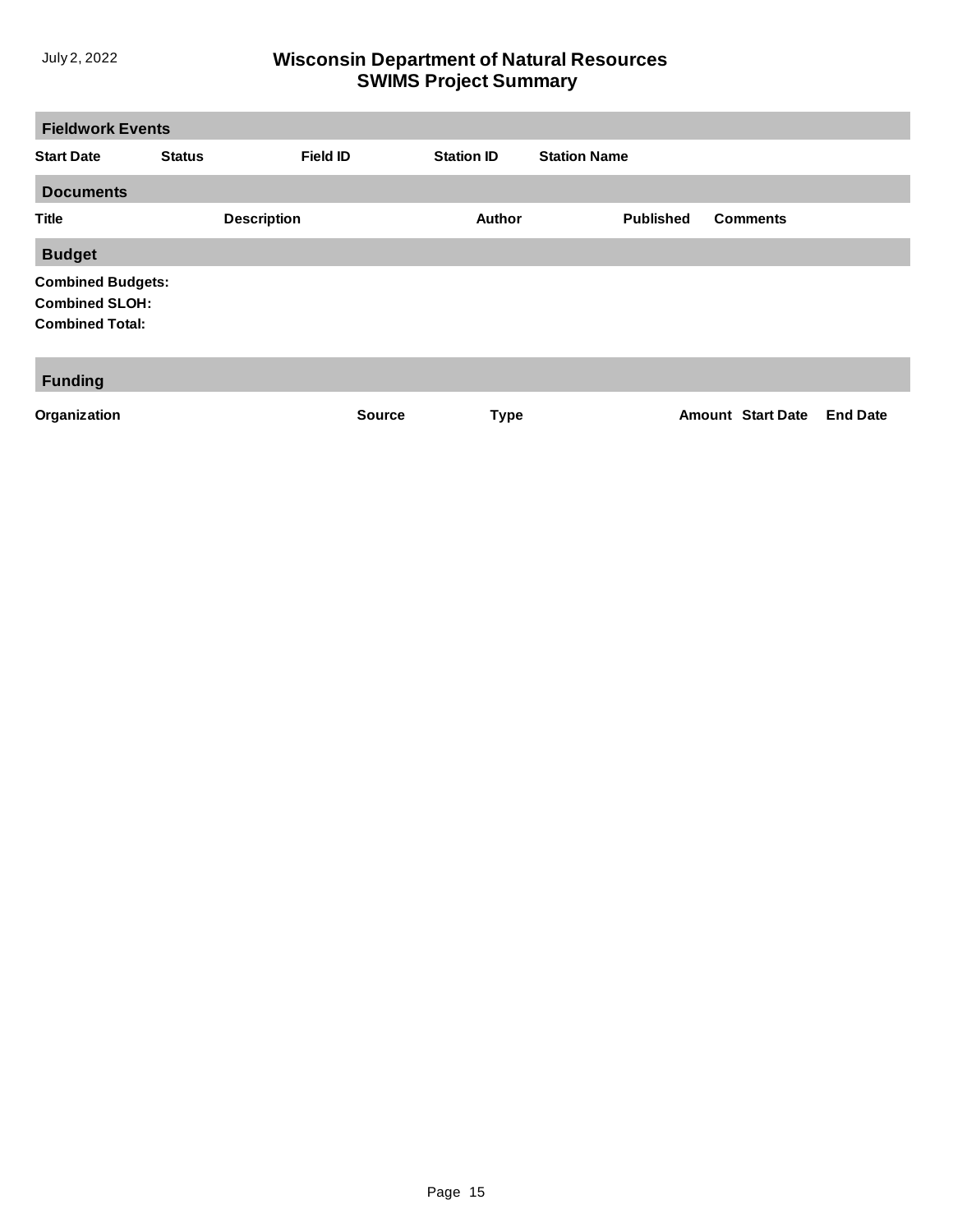## Fieldwork Events

| Start Date | Status | Field ID | Station ID | Station Name |
|---|---|---|---|---|

## Documents

| Title | Description | Author | Published | Comments |
|---|---|---|---|---|

## Budget

**Combined Budgets:**

**Combined SLOH:**

**Combined Total:**

## Funding

| Organization | Source | Type | Amount | Start Date | End Date |
|---|---|---|---|---|---|